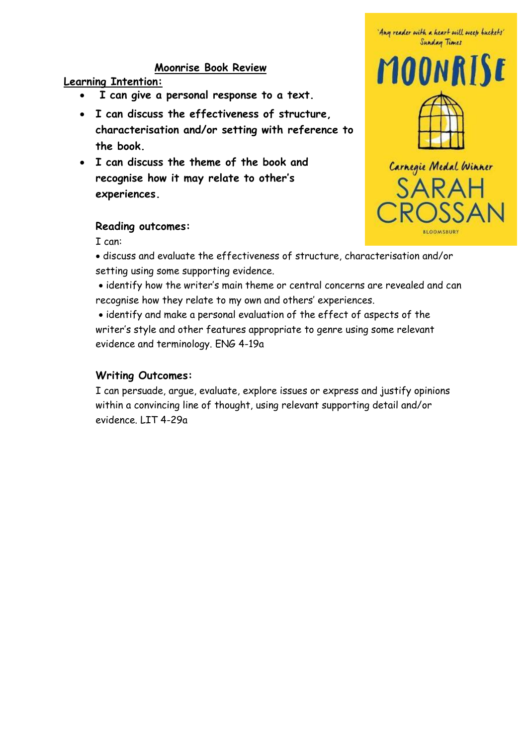# Moonrise Book Review

**Learning Intention:**

- **I can give a personal response to a text.**
- **I can discuss the effectiveness of structure, characterisation and/or setting with reference to the book.**
- **I can discuss the theme of the book and recognise how it may relate to other's experiences.**

**Reading outcomes:**

I can:

- discuss and evaluate the effectiveness of structure, characterisation and/or setting using some supporting evidence.
- identify how the writer's main theme or central concerns are revealed and can recognise how they relate to my own and others' experiences.
- identify and make a personal evaluation of the effect of aspects of the writer's style and other features appropriate to genre using some relevant evidence and terminology. ENG 4-19a

**Writing Outcomes:**

I can persuade, argue, evaluate, explore issues or express and justify opinions within a convincing line of thought, using relevant supporting detail and/or evidence. LIT 4-29a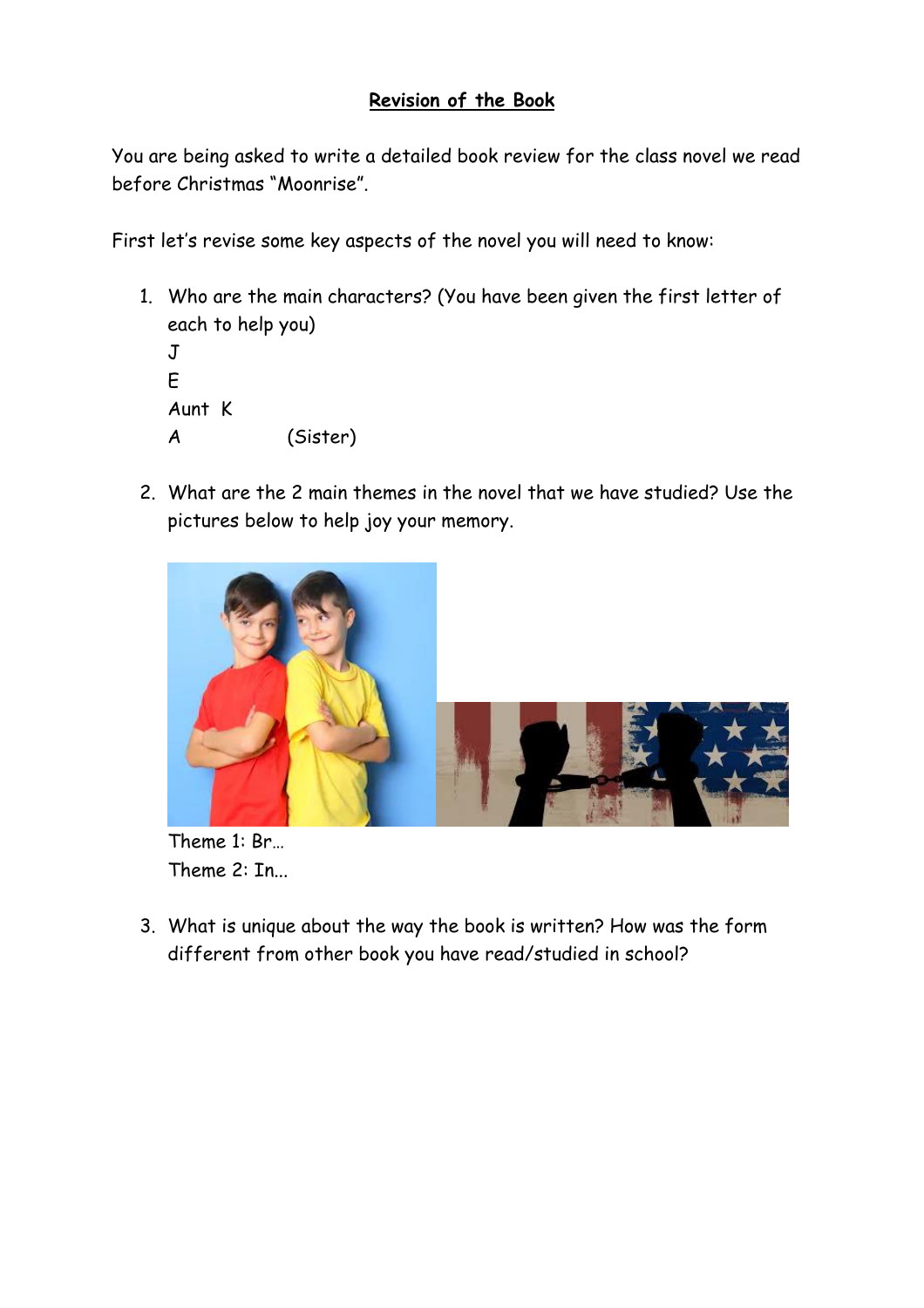# Revision of the Book

You are being asked to write a detailed book review for the class novel we read before Christmas "Moonrise".

First let's revise some key aspects of the novel you will need to know:

1. Who are the main characters? (You have been given the first letter of each to help you)
   J
   E
   Aunt K
   A (Sister)

2. What are the 2 main themes in the novel that we have studied? Use the pictures below to help joy your memory.

   Theme 1: Br…
   Theme 2: In…

3. What is unique about the way the book is written? How was the form different from other book you have read/studied in school?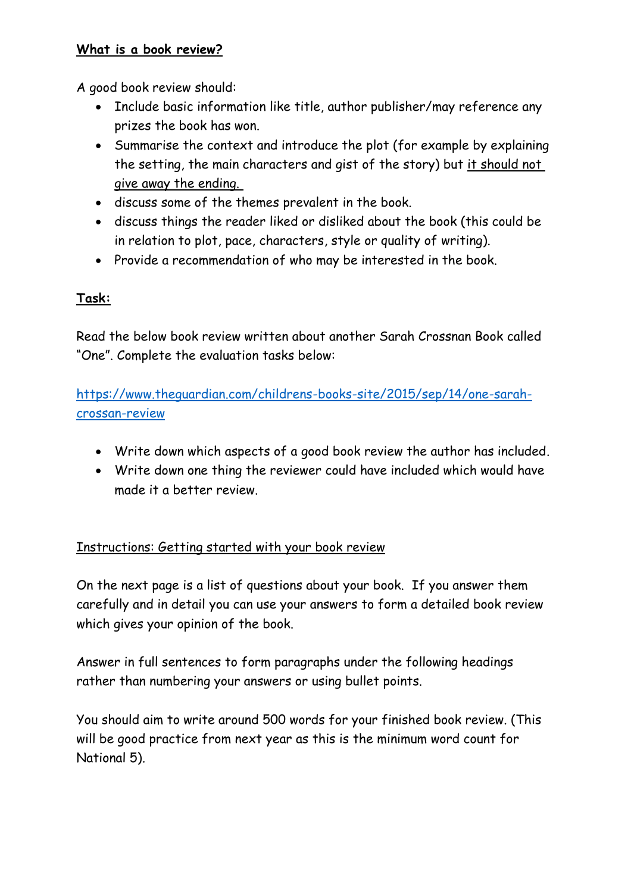**<u>What is a book review?</u>**

A good book review should:

- Include basic information like title, author publisher/may reference any prizes the book has won.
- Summarise the context and introduce the plot (for example by explaining the setting, the main characters and gist of the story) but <u>it should not give away the ending.</u>
- discuss some of the themes prevalent in the book.
- discuss things the reader liked or disliked about the book (this could be in relation to plot, pace, characters, style or quality of writing).
- Provide a recommendation of who may be interested in the book.

**<u>Task:</u>**

Read the below book review written about another Sarah Crossnan Book called "One". Complete the evaluation tasks below:

[https://www.theguardian.com/childrens-books-site/2015/sep/14/one-sarah-crossan-review](https://www.theguardian.com/childrens-books-site/2015/sep/14/one-sarah-crossan-review)

- Write down which aspects of a good book review the author has included.
- Write down one thing the reviewer could have included which would have made it a better review.

<u>Instructions: Getting started with your book review</u>

On the next page is a list of questions about your book. If you answer them carefully and in detail you can use your answers to form a detailed book review which gives your opinion of the book.

Answer in full sentences to form paragraphs under the following headings rather than numbering your answers or using bullet points.

You should aim to write around 500 words for your finished book review. (This will be good practice from next year as this is the minimum word count for National 5).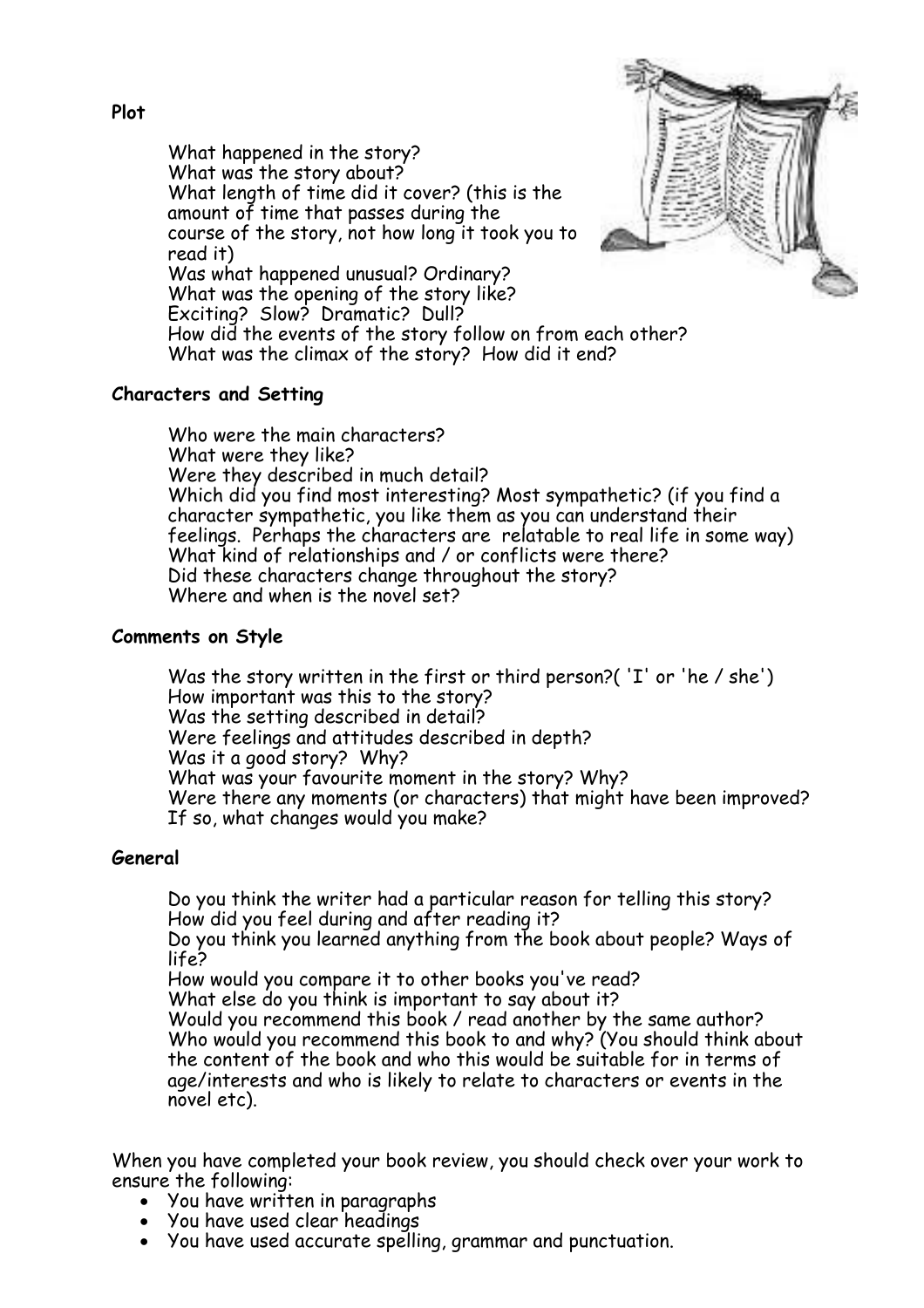**Plot**

What happened in the story?
What was the story about?
What length of time did it cover? (this is the amount of time that passes during the course of the story, not how long it took you to read it)
Was what happened unusual? Ordinary?
What was the opening of the story like?
Exciting? Slow? Dramatic? Dull?
How did the events of the story follow on from each other?
What was the climax of the story? How did it end?

**Characters and Setting**

Who were the main characters?
What were they like?
Were they described in much detail?
Which did you find most interesting? Most sympathetic? (if you find a character sympathetic, you like them as you can understand their feelings. Perhaps the characters are relatable to real life in some way)
What kind of relationships and / or conflicts were there?
Did these characters change throughout the story?
Where and when is the novel set?

**Comments on Style**

Was the story written in the first or third person?( 'I' or 'he / she')
How important was this to the story?
Was the setting described in detail?
Were feelings and attitudes described in depth?
Was it a good story? Why?
What was your favourite moment in the story? Why?
Were there any moments (or characters) that might have been improved?
If so, what changes would you make?

**General**

Do you think the writer had a particular reason for telling this story?
How did you feel during and after reading it?
Do you think you learned anything from the book about people? Ways of life?
How would you compare it to other books you've read?
What else do you think is important to say about it?
Would you recommend this book / read another by the same author?
Who would you recommend this book to and why? (You should think about the content of the book and who this would be suitable for in terms of age/interests and who is likely to relate to characters or events in the novel etc).

When you have completed your book review, you should check over your work to ensure the following:

- You have written in paragraphs
- You have used clear headings
- You have used accurate spelling, grammar and punctuation.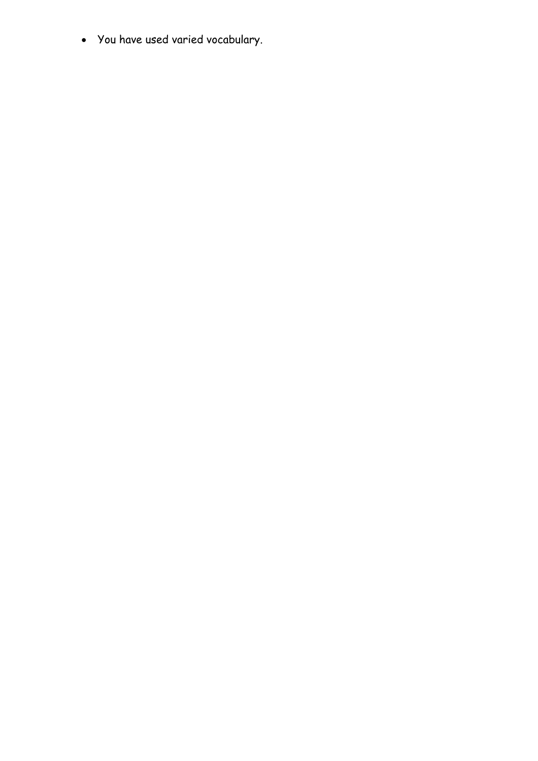- You have used varied vocabulary.